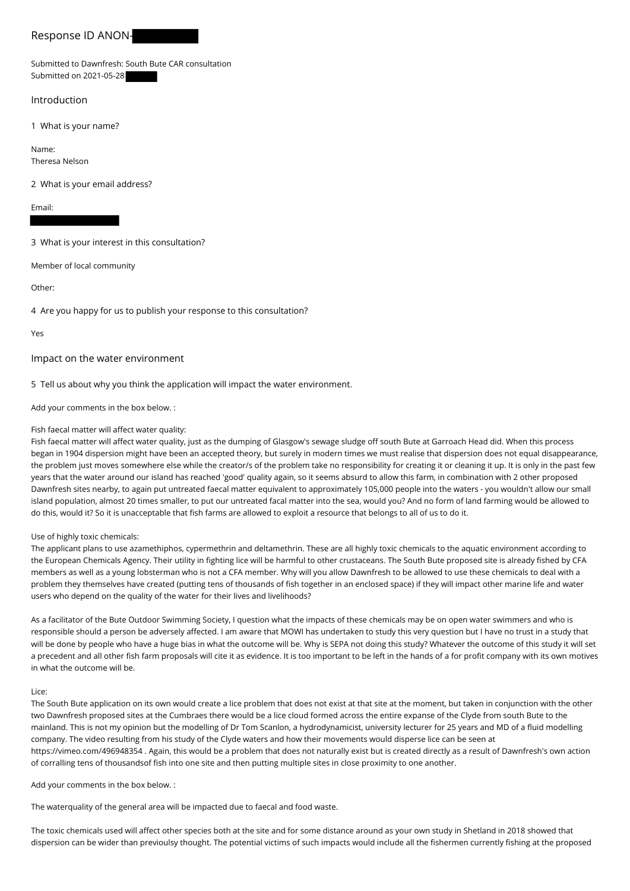# Response ID ANON-

Submitted to Dawnfresh: South Bute CAR consultation
Submitted on 2021-05-28

## Introduction

1 What is your name?

Name:
Theresa Nelson

2 What is your email address?

Email:

3 What is your interest in this consultation?

Member of local community

Other:

4 Are you happy for us to publish your response to this consultation?

Yes

## Impact on the water environment

5 Tell us about why you think the application will impact the water environment.

Add your comments in the box below. :

Fish faecal matter will affect water quality:
Fish faecal matter will affect water quality, just as the dumping of Glasgow's sewage sludge off south Bute at Garroach Head did. When this process began in 1904 dispersion might have been an accepted theory, but surely in modern times we must realise that dispersion does not equal disappearance, the problem just moves somewhere else while the creator/s of the problem take no responsibility for creating it or cleaning it up. It is only in the past few years that the water around our island has reached 'good' quality again, so it seems absurd to allow this farm, in combination with 2 other proposed Dawnfresh sites nearby, to again put untreated faecal matter equivalent to approximately 105,000 people into the waters - you wouldn't allow our small island population, almost 20 times smaller, to put our untreated facal matter into the sea, would you? And no form of land farming would be allowed to do this, would it? So it is unacceptable that fish farms are allowed to exploit a resource that belongs to all of us to do it.

Use of highly toxic chemicals:
The applicant plans to use azamethiphos, cypermethrin and deltamethrin. These are all highly toxic chemicals to the aquatic environment according to the European Chemicals Agency. Their utility in fighting lice will be harmful to other crustaceans. The South Bute proposed site is already fished by CFA members as well as a young lobsterman who is not a CFA member. Why will you allow Dawnfresh to be allowed to use these chemicals to deal with a problem they themselves have created (putting tens of thousands of fish together in an enclosed space) if they will impact other marine life and water users who depend on the quality of the water for their lives and livelihoods?

As a facilitator of the Bute Outdoor Swimming Society, I question what the impacts of these chemicals may be on open water swimmers and who is responsible should a person be adversely affected. I am aware that MOWI has undertaken to study this very question but I have no trust in a study that will be done by people who have a huge bias in what the outcome will be. Why is SEPA not doing this study? Whatever the outcome of this study it will set a precedent and all other fish farm proposals will cite it as evidence. It is too important to be left in the hands of a for profit company with its own motives in what the outcome will be.

Lice:
The South Bute application on its own would create a lice problem that does not exist at that site at the moment, but taken in conjunction with the other two Dawnfresh proposed sites at the Cumbraes there would be a lice cloud formed across the entire expanse of the Clyde from south Bute to the mainland. This is not my opinion but the modelling of Dr Tom Scanlon, a hydrodynamicist, university lecturer for 25 years and MD of a fluid modelling company. The video resulting from his study of the Clyde waters and how their movements would disperse lice can be seen at https://vimeo.com/496948354 . Again, this would be a problem that does not naturally exist but is created directly as a result of Dawnfresh's own action of corralling tens of thousandsof fish into one site and then putting multiple sites in close proximity to one another.

Add your comments in the box below. :

The waterquality of the general area will be impacted due to faecal and food waste.

The toxic chemicals used will affect other species both at the site and for some distance around as your own study in Shetland in 2018 showed that dispersion can be wider than previoulsy thought. The potential victims of such impacts would include all the fishermen currently fishing at the proposed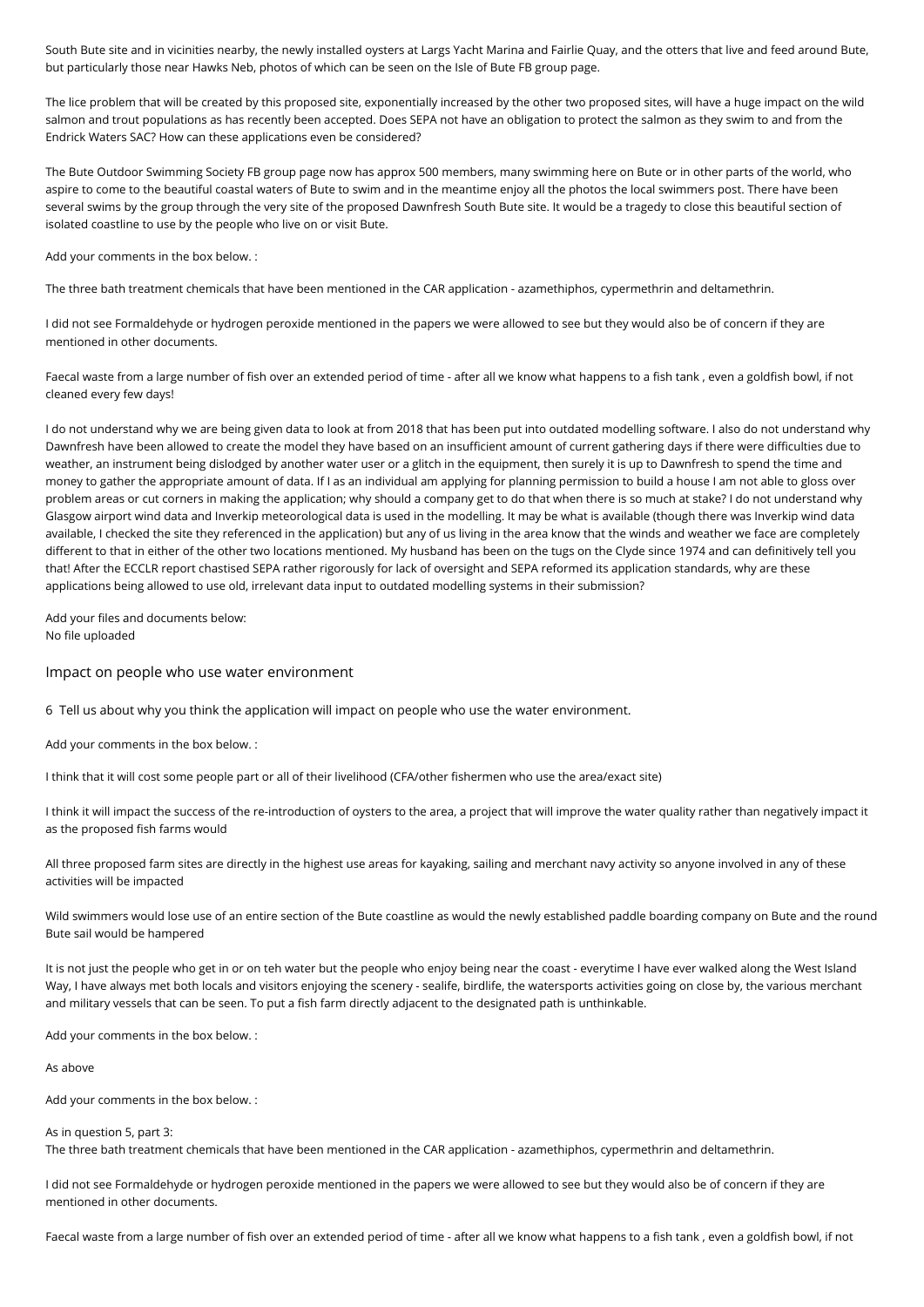South Bute site and in vicinities nearby, the newly installed oysters at Largs Yacht Marina and Fairlie Quay, and the otters that live and feed around Bute, but particularly those near Hawks Neb, photos of which can be seen on the Isle of Bute FB group page.

The lice problem that will be created by this proposed site, exponentially increased by the other two proposed sites, will have a huge impact on the wild salmon and trout populations as has recently been accepted. Does SEPA not have an obligation to protect the salmon as they swim to and from the Endrick Waters SAC? How can these applications even be considered?

The Bute Outdoor Swimming Society FB group page now has approx 500 members, many swimming here on Bute or in other parts of the world, who aspire to come to the beautiful coastal waters of Bute to swim and in the meantime enjoy all the photos the local swimmers post. There have been several swims by the group through the very site of the proposed Dawnfresh South Bute site. It would be a tragedy to close this beautiful section of isolated coastline to use by the people who live on or visit Bute.

Add your comments in the box below. :

The three bath treatment chemicals that have been mentioned in the CAR application - azamethiphos, cypermethrin and deltamethrin.

I did not see Formaldehyde or hydrogen peroxide mentioned in the papers we were allowed to see but they would also be of concern if they are mentioned in other documents.

Faecal waste from a large number of fish over an extended period of time - after all we know what happens to a fish tank , even a goldfish bowl, if not cleaned every few days!

I do not understand why we are being given data to look at from 2018 that has been put into outdated modelling software. I also do not understand why Dawnfresh have been allowed to create the model they have based on an insufficient amount of current gathering days if there were difficulties due to weather, an instrument being dislodged by another water user or a glitch in the equipment, then surely it is up to Dawnfresh to spend the time and money to gather the appropriate amount of data. If I as an individual am applying for planning permission to build a house I am not able to gloss over problem areas or cut corners in making the application; why should a company get to do that when there is so much at stake? I do not understand why Glasgow airport wind data and Inverkip meteorological data is used in the modelling. It may be what is available (though there was Inverkip wind data available, I checked the site they referenced in the application) but any of us living in the area know that the winds and weather we face are completely different to that in either of the other two locations mentioned. My husband has been on the tugs on the Clyde since 1974 and can definitively tell you that! After the ECCLR report chastised SEPA rather rigorously for lack of oversight and SEPA reformed its application standards, why are these applications being allowed to use old, irrelevant data input to outdated modelling systems in their submission?

Add your files and documents below:
No file uploaded

## Impact on people who use water environment

6 Tell us about why you think the application will impact on people who use the water environment.

Add your comments in the box below. :

I think that it will cost some people part or all of their livelihood (CFA/other fishermen who use the area/exact site)

I think it will impact the success of the re-introduction of oysters to the area, a project that will improve the water quality rather than negatively impact it as the proposed fish farms would

All three proposed farm sites are directly in the highest use areas for kayaking, sailing and merchant navy activity so anyone involved in any of these activities will be impacted

Wild swimmers would lose use of an entire section of the Bute coastline as would the newly established paddle boarding company on Bute and the round Bute sail would be hampered

It is not just the people who get in or on teh water but the people who enjoy being near the coast - everytime I have ever walked along the West Island Way, I have always met both locals and visitors enjoying the scenery - sealife, birdlife, the watersports activities going on close by, the various merchant and military vessels that can be seen. To put a fish farm directly adjacent to the designated path is unthinkable.

Add your comments in the box below. :

As above

Add your comments in the box below. :

As in question 5, part 3:
The three bath treatment chemicals that have been mentioned in the CAR application - azamethiphos, cypermethrin and deltamethrin.

I did not see Formaldehyde or hydrogen peroxide mentioned in the papers we were allowed to see but they would also be of concern if they are mentioned in other documents.

Faecal waste from a large number of fish over an extended period of time - after all we know what happens to a fish tank , even a goldfish bowl, if not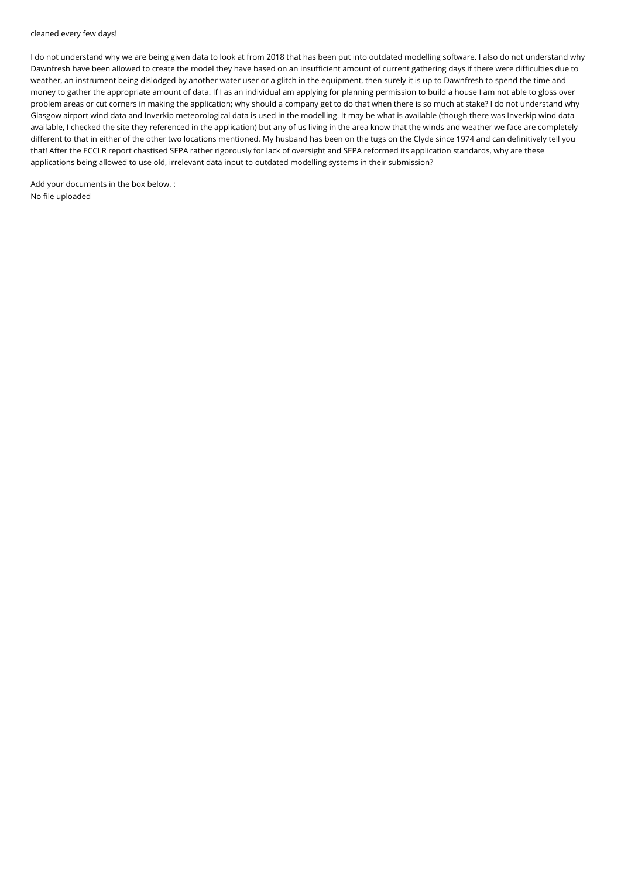cleaned every few days!

I do not understand why we are being given data to look at from 2018 that has been put into outdated modelling software. I also do not understand why Dawnfresh have been allowed to create the model they have based on an insufficient amount of current gathering days if there were difficulties due to weather, an instrument being dislodged by another water user or a glitch in the equipment, then surely it is up to Dawnfresh to spend the time and money to gather the appropriate amount of data. If I as an individual am applying for planning permission to build a house I am not able to gloss over problem areas or cut corners in making the application; why should a company get to do that when there is so much at stake? I do not understand why Glasgow airport wind data and Inverkip meteorological data is used in the modelling. It may be what is available (though there was Inverkip wind data available, I checked the site they referenced in the application) but any of us living in the area know that the winds and weather we face are completely different to that in either of the other two locations mentioned. My husband has been on the tugs on the Clyde since 1974 and can definitively tell you that! After the ECCLR report chastised SEPA rather rigorously for lack of oversight and SEPA reformed its application standards, why are these applications being allowed to use old, irrelevant data input to outdated modelling systems in their submission?

Add your documents in the box below. :
No file uploaded